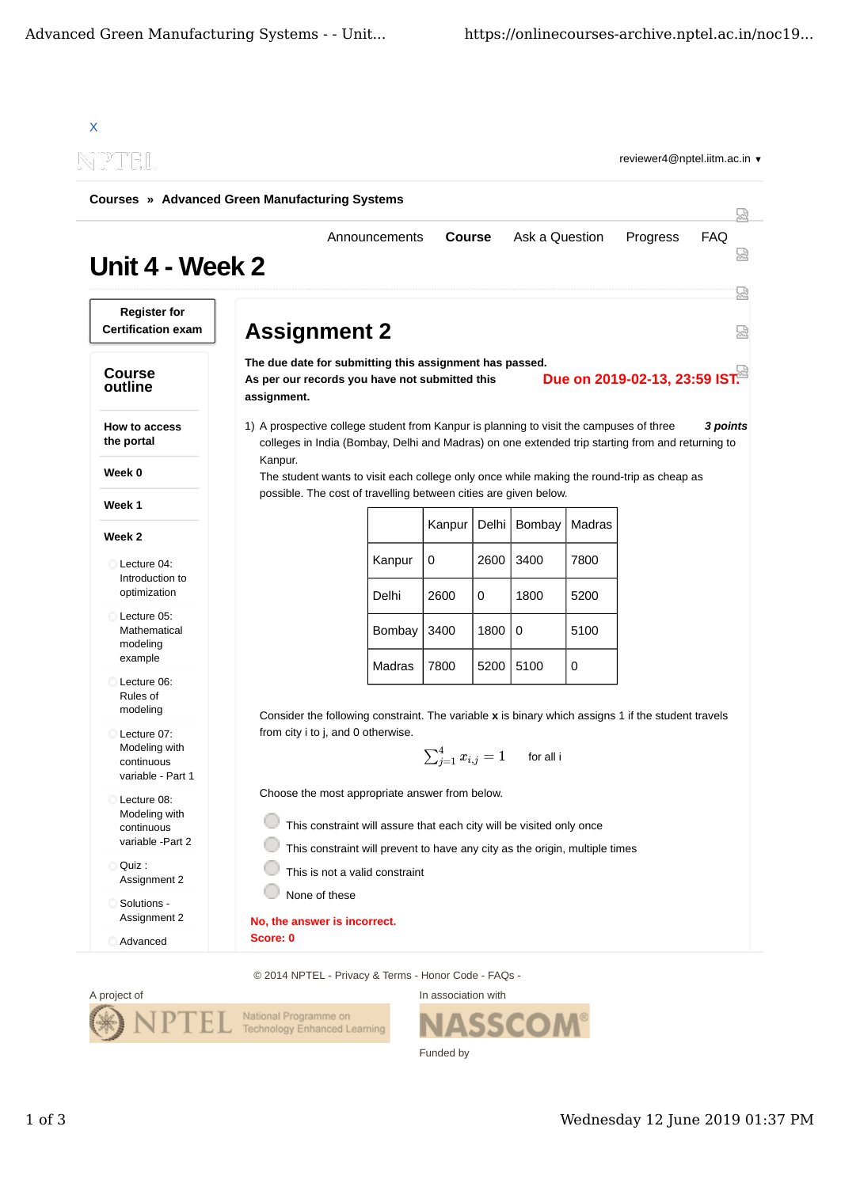X

reviewer4@nptel.iitm.ac.in ▼

**Courses » Advanced Green Manufacturing Systems**

Announcements | **Course** | Ask a Question | Progress | FAQ

# Unit 4 - Week 2

**Register for Certification exam**

## Course outline

**How to access the portal**

**Week 0**

**Week 1**

**Week 2**

- Lecture 04: Introduction to optimization
- Lecture 05: Mathematical modeling example
- Lecture 06: Rules of modeling
- Lecture 07: Modeling with continuous variable - Part 1
- Lecture 08: Modeling with continuous variable -Part 2
- Quiz : Assignment 2
- Solutions - Assignment 2
- Advanced

## Assignment 2

**The due date for submitting this assignment has passed.**
**As per our records you have not submitted this assignment.**

**Due on 2019-02-13, 23:59 IST.**

1) A prospective college student from Kanpur is planning to visit the campuses of three colleges in India (Bombay, Delhi and Madras) on one extended trip starting from and returning to Kanpur. *3 points*

The student wants to visit each college only once while making the round-trip as cheap as possible. The cost of travelling between cities are given below.

| | Kanpur | Delhi | Bombay | Madras |
|---|---|---|---|---|
| Kanpur | 0 | 2600 | 3400 | 7800 |
| Delhi | 2600 | 0 | 1800 | 5200 |
| Bombay | 3400 | 1800 | 0 | 5100 |
| Madras | 7800 | 5200 | 5100 | 0 |

Consider the following constraint. The variable **x** is binary which assigns 1 if the student travels from city i to j, and 0 otherwise.

$$\sum_{j=1}^{4} x_{i,j} = 1 \quad \text{for all i}$$

Choose the most appropriate answer from below.

- This constraint will assure that each city will be visited only once
- This constraint will prevent to have any city as the origin, multiple times
- This is not a valid constraint
- None of these

**No, the answer is incorrect.**
**Score: 0**

© 2014 NPTEL - Privacy & Terms - Honor Code - FAQs -

A project of

In association with

Funded by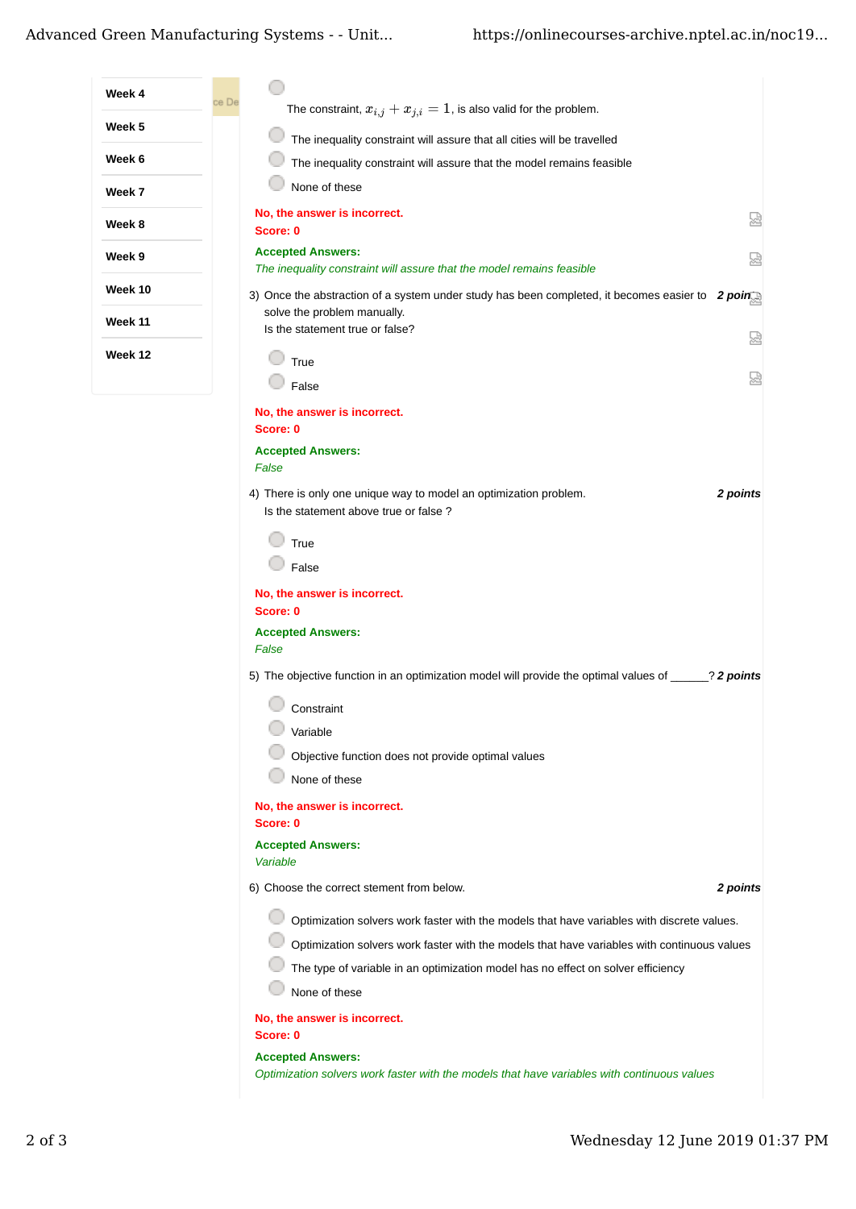- Week 4
- Week 5
- Week 6
- Week 7
- Week 8
- Week 9
- Week 10
- Week 11
- Week 12

- The constraint, $x_{i,j} + x_{j,i} = 1$, is also valid for the problem.
- The inequality constraint will assure that all cities will be travelled
- The inequality constraint will assure that the model remains feasible
- None of these

**No, the answer is incorrect.**
**Score: 0**

**Accepted Answers:**
*The inequality constraint will assure that the model remains feasible*

3) Once the abstraction of a system under study has been completed, it becomes easier to solve the problem manually. **2 points**
Is the statement true or false?

- True
- False

**No, the answer is incorrect.**
**Score: 0**

**Accepted Answers:**
*False*

4) There is only one unique way to model an optimization problem. **2 points**
Is the statement above true or false ?

- True
- False

**No, the answer is incorrect.**
**Score: 0**

**Accepted Answers:**
*False*

5) The objective function in an optimization model will provide the optimal values of ______? **2 points**

- Constraint
- Variable
- Objective function does not provide optimal values
- None of these

**No, the answer is incorrect.**
**Score: 0**

**Accepted Answers:**
*Variable*

6) Choose the correct stement from below. **2 points**

- Optimization solvers work faster with the models that have variables with discrete values.
- Optimization solvers work faster with the models that have variables with continuous values
- The type of variable in an optimization model has no effect on solver efficiency
- None of these

**No, the answer is incorrect.**
**Score: 0**

**Accepted Answers:**
*Optimization solvers work faster with the models that have variables with continuous values*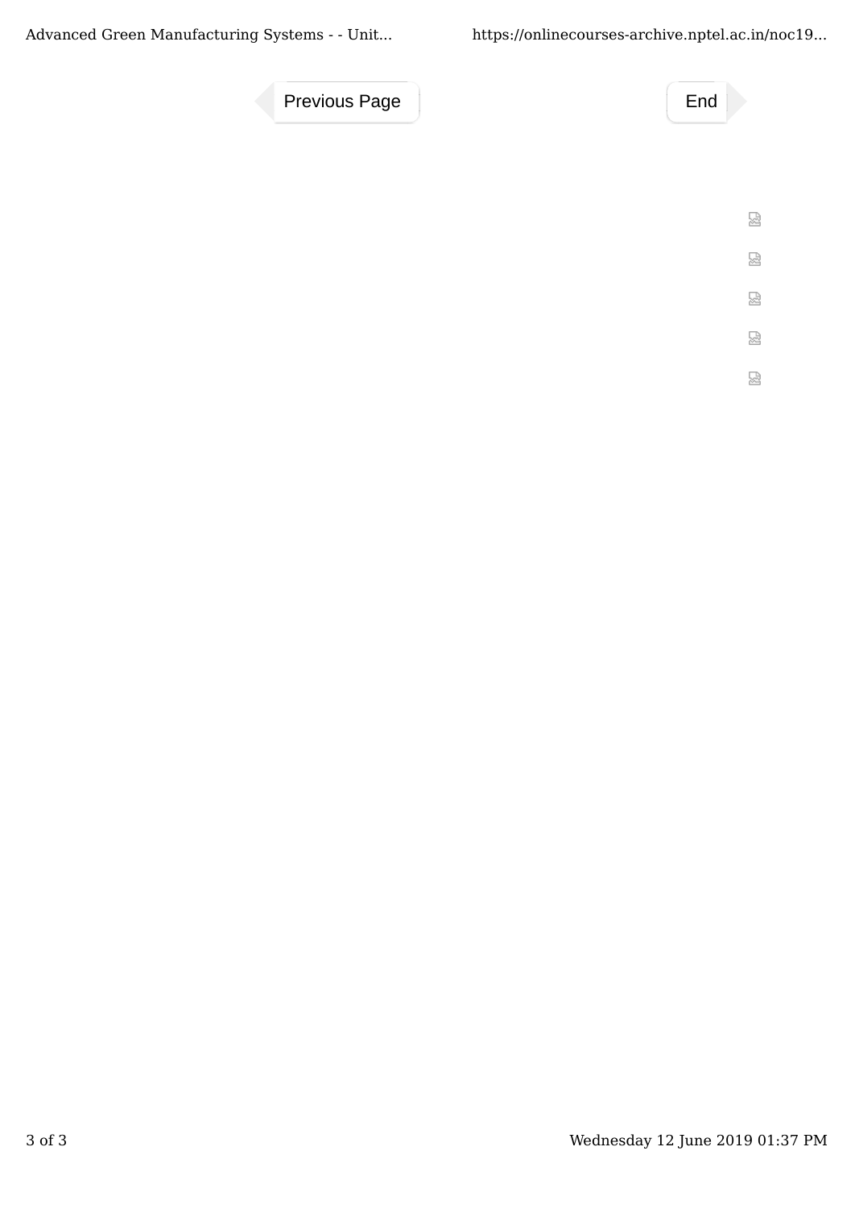Previous Page

End